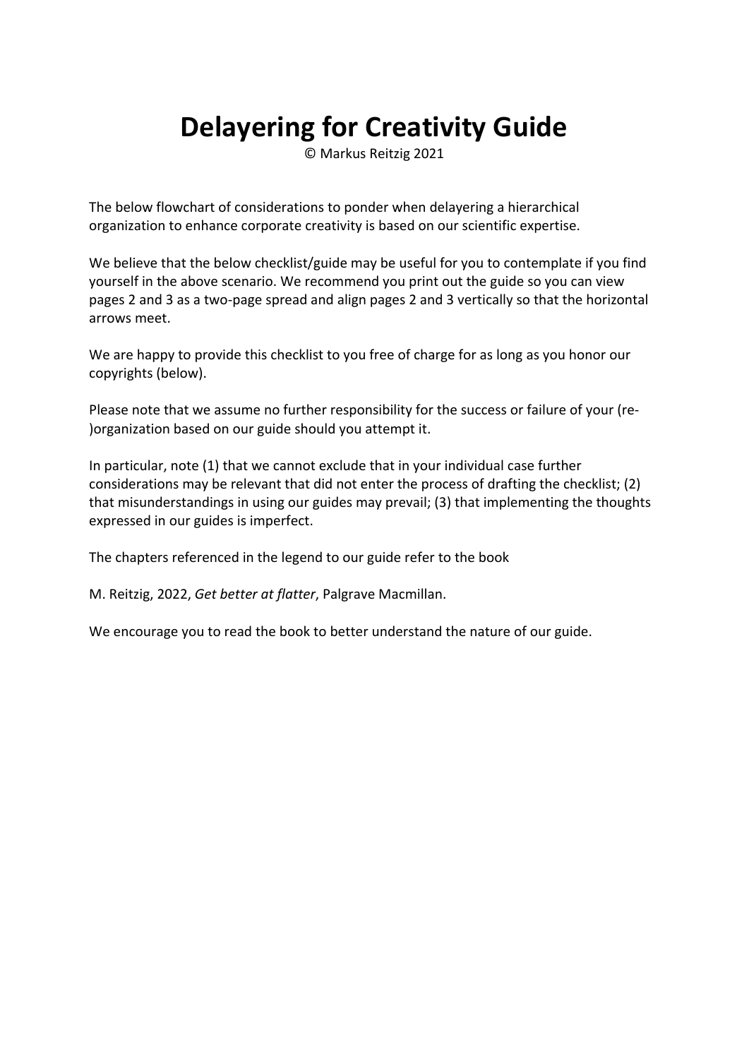# Delayering for Creativity Guide

© Markus Reitzig 2021

The below flowchart of considerations to ponder when delayering a hierarchical organization to enhance corporate creativity is based on our scientific expertise.

We believe that the below checklist/guide may be useful for you to contemplate if you find yourself in the above scenario. We recommend you print out the guide so you can view pages 2 and 3 as a two-page spread and align pages 2 and 3 vertically so that the horizontal arrows meet.

We are happy to provide this checklist to you free of charge for as long as you honor our copyrights (below).

Please note that we assume no further responsibility for the success or failure of your (re-)organization based on our guide should you attempt it.

In particular, note (1) that we cannot exclude that in your individual case further considerations may be relevant that did not enter the process of drafting the checklist; (2) that misunderstandings in using our guides may prevail; (3) that implementing the thoughts expressed in our guides is imperfect.

The chapters referenced in the legend to our guide refer to the book

M. Reitzig, 2022, *Get better at flatter*, Palgrave Macmillan.

We encourage you to read the book to better understand the nature of our guide.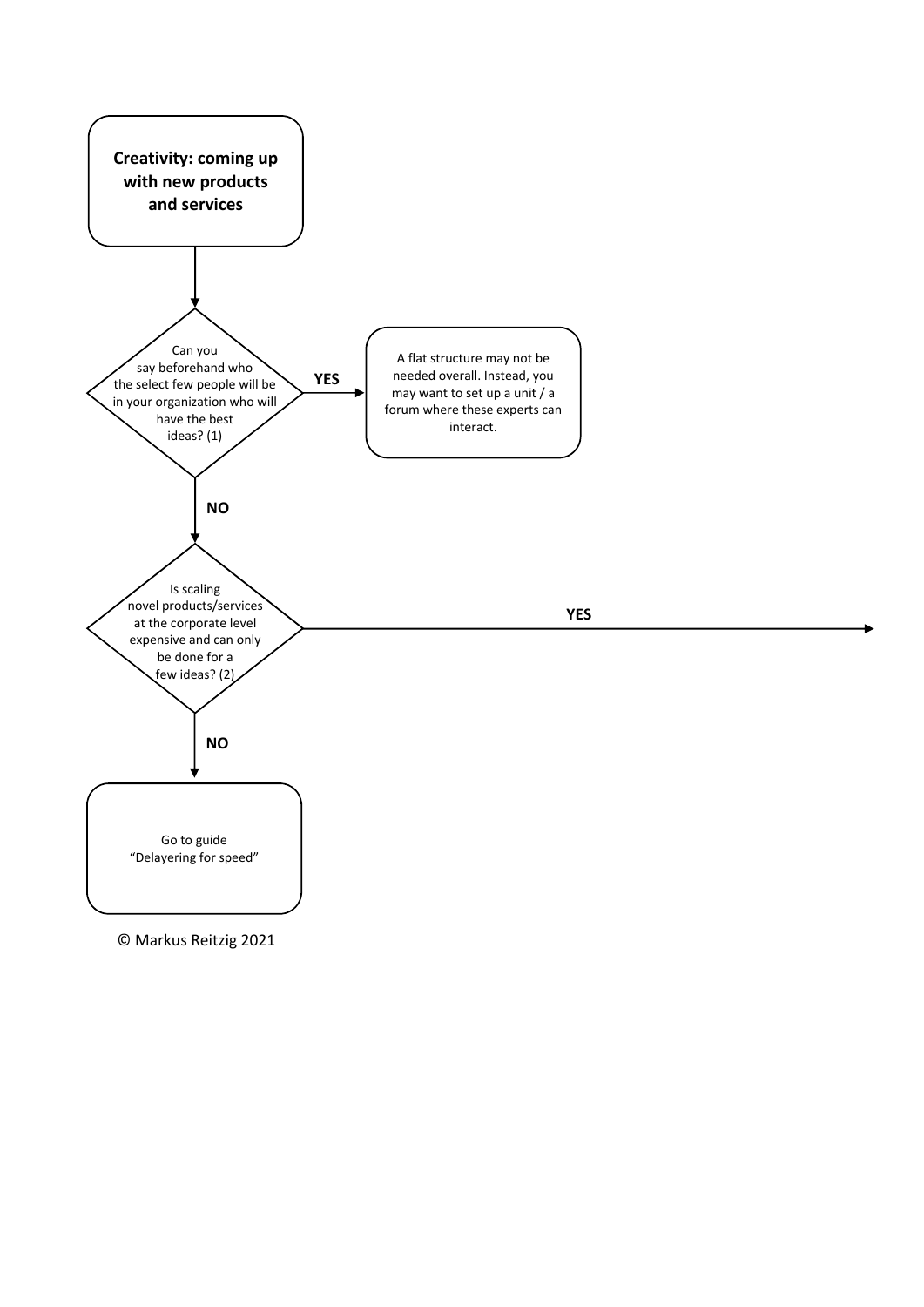**Creativity: coming up with new products and services**

Can you say beforehand who the select few people will be in your organization who will have the best ideas? (1)

**YES**

A flat structure may not be needed overall. Instead, you may want to set up a unit / a forum where these experts can interact.

**NO**

Is scaling novel products/services at the corporate level expensive and can only be done for a few ideas? (2)

**YES**

**NO**

Go to guide "Delayering for speed"

© Markus Reitzig 2021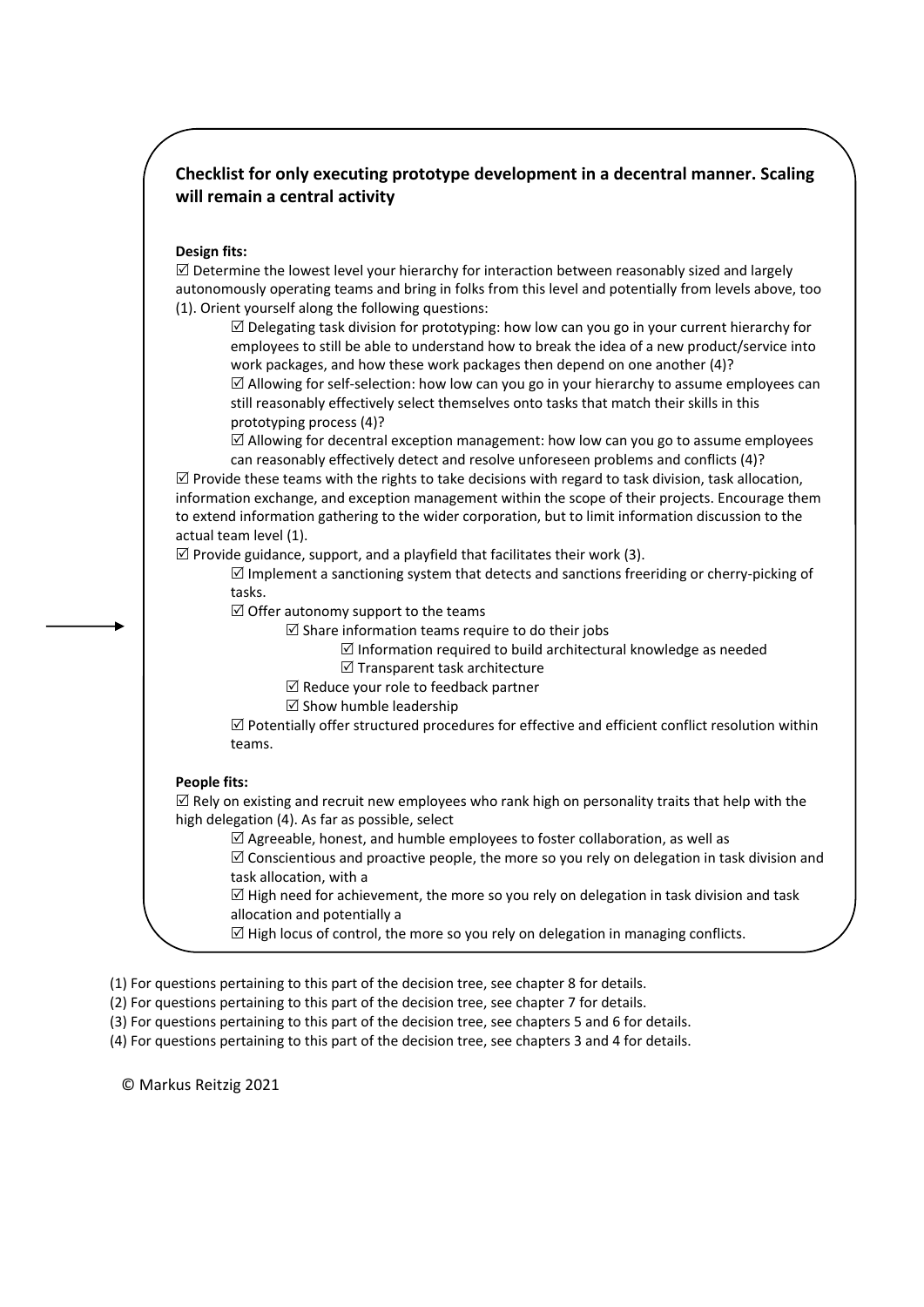**Checklist for only executing prototype development in a decentral manner. Scaling will remain a central activity**

**Design fits:**

☑ Determine the lowest level your hierarchy for interaction between reasonably sized and largely autonomously operating teams and bring in folks from this level and potentially from levels above, too (1). Orient yourself along the following questions:

- ☑ Delegating task division for prototyping: how low can you go in your current hierarchy for employees to still be able to understand how to break the idea of a new product/service into work packages, and how these work packages then depend on one another (4)?
- ☑ Allowing for self-selection: how low can you go in your hierarchy to assume employees can still reasonably effectively select themselves onto tasks that match their skills in this prototyping process (4)?
- ☑ Allowing for decentral exception management: how low can you go to assume employees can reasonably effectively detect and resolve unforeseen problems and conflicts (4)?

☑ Provide these teams with the rights to take decisions with regard to task division, task allocation, information exchange, and exception management within the scope of their projects. Encourage them to extend information gathering to the wider corporation, but to limit information discussion to the actual team level (1).

☑ Provide guidance, support, and a playfield that facilitates their work (3).

- ☑ Implement a sanctioning system that detects and sanctions freeriding or cherry-picking of tasks.
- ☑ Offer autonomy support to the teams
  - ☑ Share information teams require to do their jobs
    - ☑ Information required to build architectural knowledge as needed
    - ☑ Transparent task architecture
  - ☑ Reduce your role to feedback partner
  - ☑ Show humble leadership
- ☑ Potentially offer structured procedures for effective and efficient conflict resolution within teams.

**People fits:**

☑ Rely on existing and recruit new employees who rank high on personality traits that help with the high delegation (4). As far as possible, select

- ☑ Agreeable, honest, and humble employees to foster collaboration, as well as
- ☑ Conscientious and proactive people, the more so you rely on delegation in task division and task allocation, with a
- ☑ High need for achievement, the more so you rely on delegation in task division and task allocation and potentially a
- ☑ High locus of control, the more so you rely on delegation in managing conflicts.

(1) For questions pertaining to this part of the decision tree, see chapter 8 for details.
(2) For questions pertaining to this part of the decision tree, see chapter 7 for details.
(3) For questions pertaining to this part of the decision tree, see chapters 5 and 6 for details.
(4) For questions pertaining to this part of the decision tree, see chapters 3 and 4 for details.

© Markus Reitzig 2021